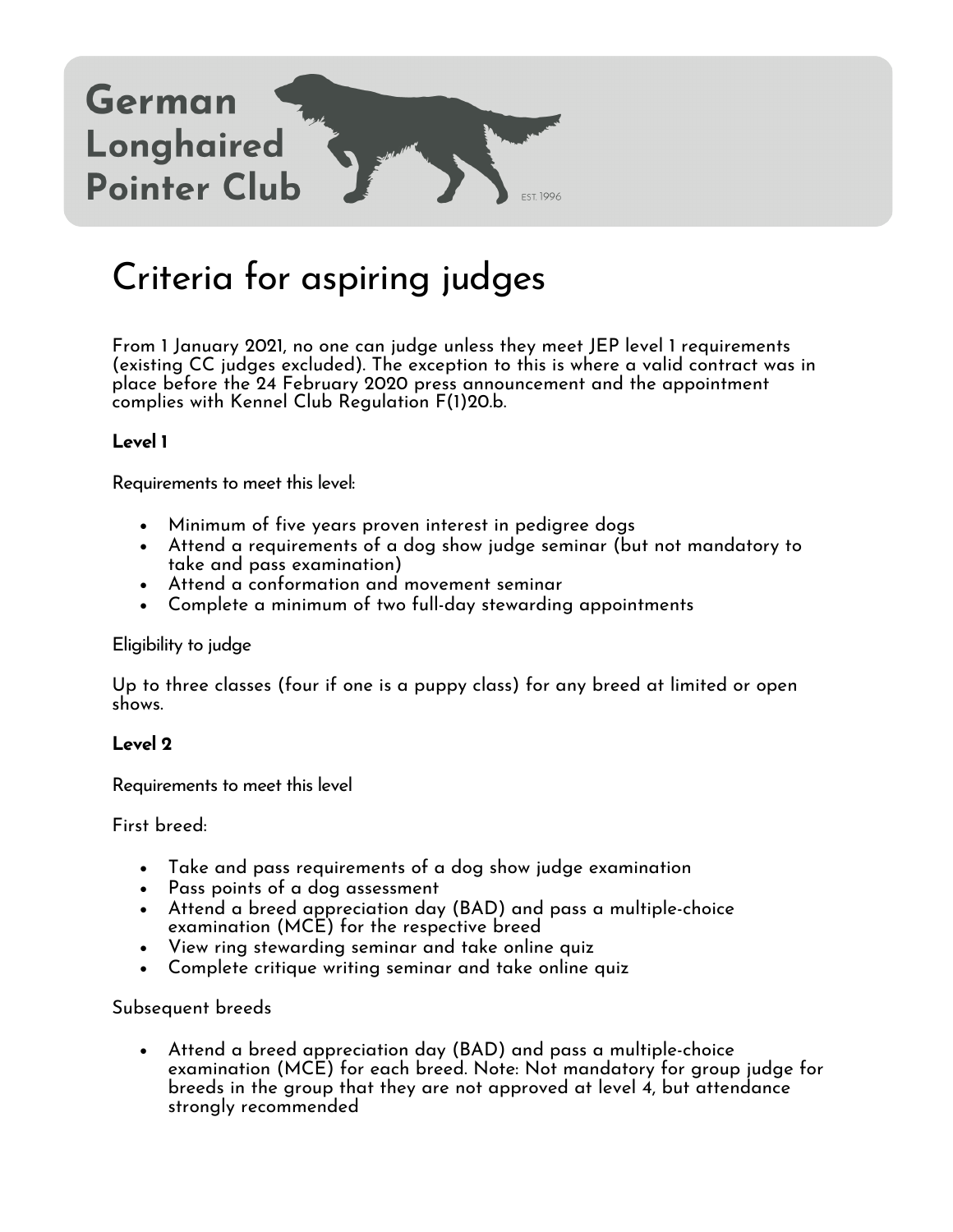# German Longhaired Pointer Club

EST. 1996

## Criteria for aspiring judges

From 1 January 2021, no one can judge unless they meet JEP level 1 requirements (existing CC judges excluded). The exception to this is where a valid contract was in place before the 24 February 2020 press announcement and the appointment complies with Kennel Club Regulation F(1)20.b.

**Level 1**

Requirements to meet this level:

- Minimum of five years proven interest in pedigree dogs
- Attend a requirements of a dog show judge seminar (but not mandatory to take and pass examination)
- Attend a conformation and movement seminar
- Complete a minimum of two full-day stewarding appointments

Eligibility to judge

Up to three classes (four if one is a puppy class) for any breed at limited or open shows.

**Level 2**

Requirements to meet this level

First breed:

- Take and pass requirements of a dog show judge examination
- Pass points of a dog assessment
- Attend a breed appreciation day (BAD) and pass a multiple-choice examination (MCE) for the respective breed
- View ring stewarding seminar and take online quiz
- Complete critique writing seminar and take online quiz

Subsequent breeds

- Attend a breed appreciation day (BAD) and pass a multiple-choice examination (MCE) for each breed. Note: Not mandatory for group judge for breeds in the group that they are not approved at level 4, but attendance strongly recommended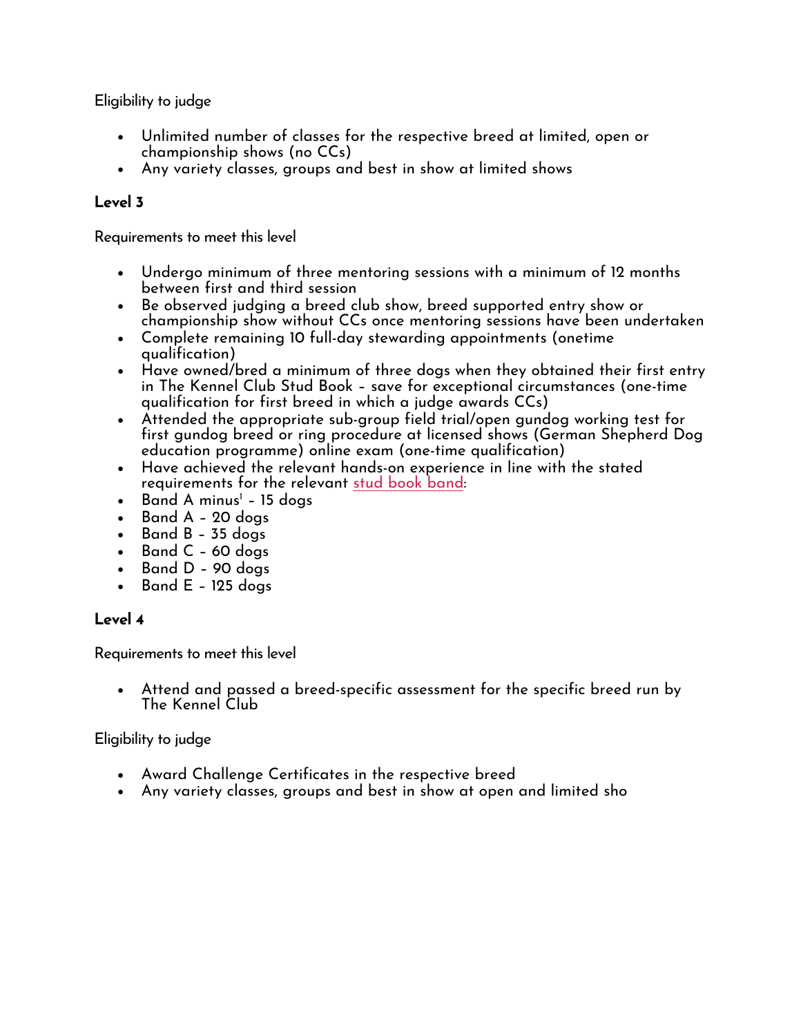Eligibility to judge

- Unlimited number of classes for the respective breed at limited, open or championship shows (no CCs)
- Any variety classes, groups and best in show at limited shows

**Level 3**

Requirements to meet this level

- Undergo minimum of three mentoring sessions with a minimum of 12 months between first and third session
- Be observed judging a breed club show, breed supported entry show or championship show without CCs once mentoring sessions have been undertaken
- Complete remaining 10 full-day stewarding appointments (onetime qualification)
- Have owned/bred a minimum of three dogs when they obtained their first entry in The Kennel Club Stud Book – save for exceptional circumstances (one-time qualification for first breed in which a judge awards CCs)
- Attended the appropriate sub-group field trial/open gundog working test for first gundog breed or ring procedure at licensed shows (German Shepherd Dog education programme) online exam (one-time qualification)
- Have achieved the relevant hands-on experience in line with the stated requirements for the relevant stud book band:
- Band A minus[1] – 15 dogs
- Band A – 20 dogs
- Band B – 35 dogs
- Band C – 60 dogs
- Band D – 90 dogs
- Band E – 125 dogs

**Level 4**

Requirements to meet this level

- Attend and passed a breed-specific assessment for the specific breed run by The Kennel Club

Eligibility to judge

- Award Challenge Certificates in the respective breed
- Any variety classes, groups and best in show at open and limited sho